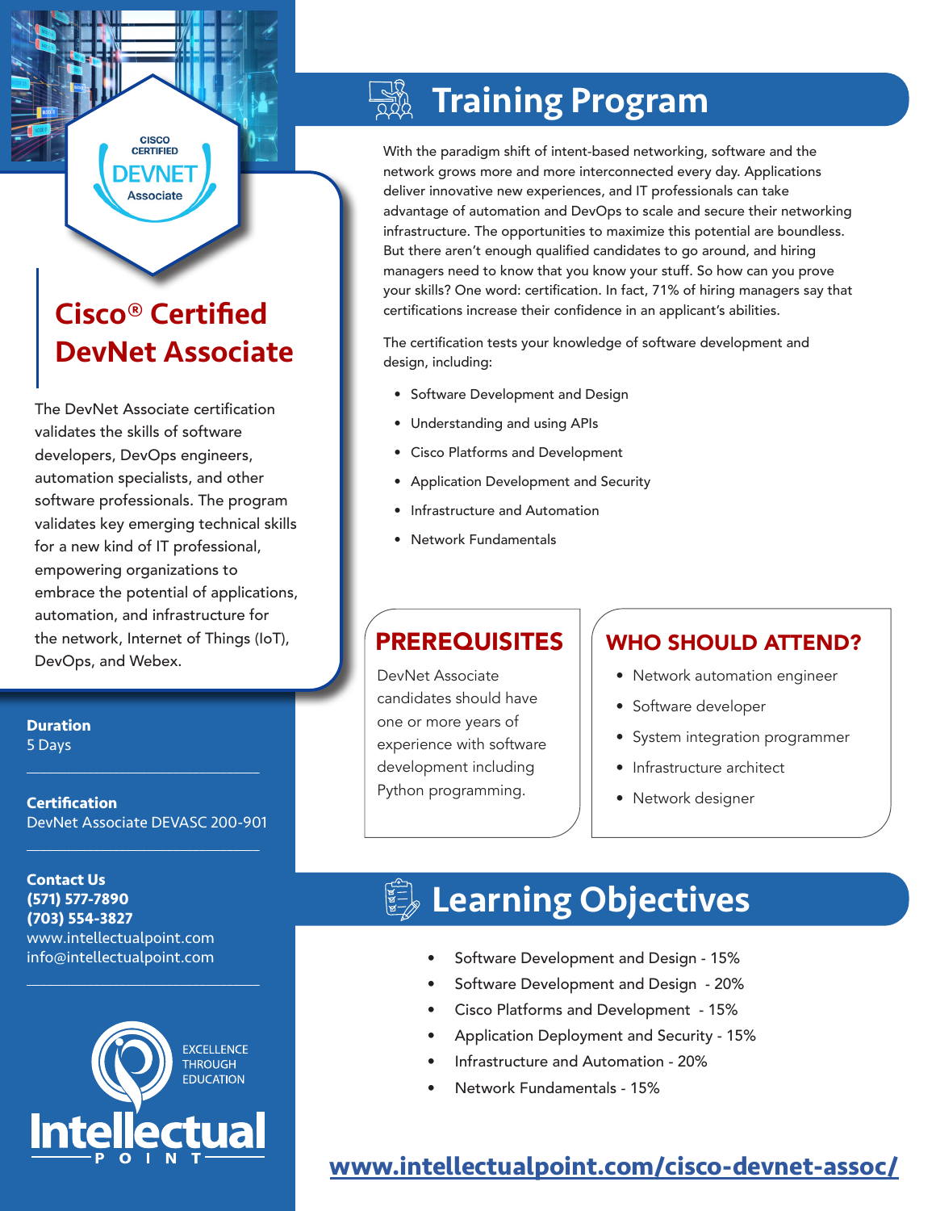# Cisco® Certified DevNet Associate

The DevNet Associate certification validates the skills of software developers, DevOps engineers, automation specialists, and other software professionals. The program validates key emerging technical skills for a new kind of IT professional, empowering organizations to embrace the potential of applications, automation, and infrastructure for the network, Internet of Things (IoT), DevOps, and Webex.

**Duration**
5 Days

**Certification**
DevNet Associate DEVASC 200-901

**Contact Us**
**(571) 577-7890**
**(703) 554-3827**
www.intellectualpoint.com
info@intellectualpoint.com

EXCELLENCE THROUGH EDUCATION

Intellectual POINT

## Training Program

With the paradigm shift of intent-based networking, software and the network grows more and more interconnected every day. Applications deliver innovative new experiences, and IT professionals can take advantage of automation and DevOps to scale and secure their networking infrastructure. The opportunities to maximize this potential are boundless. But there aren't enough qualified candidates to go around, and hiring managers need to know that you know your stuff. So how can you prove your skills? One word: certification. In fact, 71% of hiring managers say that certifications increase their confidence in an applicant's abilities.

The certification tests your knowledge of software development and design, including:

- Software Development and Design
- Understanding and using APIs
- Cisco Platforms and Development
- Application Development and Security
- Infrastructure and Automation
- Network Fundamentals

### PREREQUISITES

DevNet Associate candidates should have one or more years of experience with software development including Python programming.

### WHO SHOULD ATTEND?

- Network automation engineer
- Software developer
- System integration programmer
- Infrastructure architect
- Network designer

## Learning Objectives

- Software Development and Design - 15%
- Software Development and Design - 20%
- Cisco Platforms and Development - 15%
- Application Deployment and Security - 15%
- Infrastructure and Automation - 20%
- Network Fundamentals - 15%

www.intellectualpoint.com/cisco-devnet-assoc/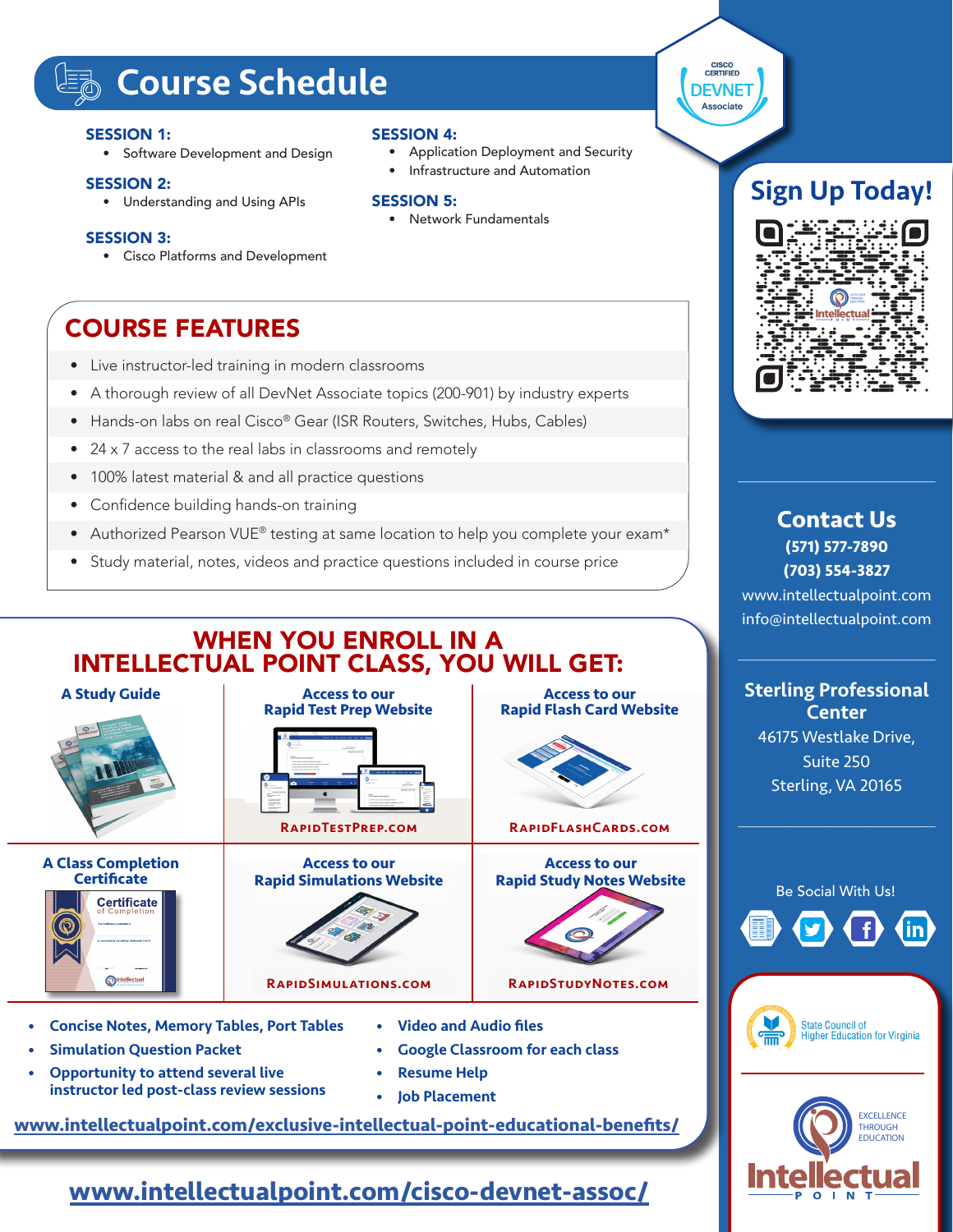# Course Schedule

CISCO CERTIFIED DEVNET Associate

**SESSION 1:**
- Software Development and Design

**SESSION 2:**
- Understanding and Using APIs

**SESSION 3:**
- Cisco Platforms and Development

**SESSION 4:**
- Application Deployment and Security
- Infrastructure and Automation

**SESSION 5:**
- Network Fundamentals

## COURSE FEATURES

- Live instructor-led training in modern classrooms
- A thorough review of all DevNet Associate topics (200-901) by industry experts
- Hands-on labs on real Cisco® Gear (ISR Routers, Switches, Hubs, Cables)
- 24 x 7 access to the real labs in classrooms and remotely
- 100% latest material & and all practice questions
- Confidence building hands-on training
- Authorized Pearson VUE® testing at same location to help you complete your exam*
- Study material, notes, videos and practice questions included in course price

## WHEN YOU ENROLL IN A INTELLECTUAL POINT CLASS, YOU WILL GET:

| | | |
|---|---|---|
| **A Study Guide** | **Access to our Rapid Test Prep Website** RAPIDTESTPREP.COM | **Access to our Rapid Flash Card Website** RAPIDFLASHCARDS.COM |
| **A Class Completion Certificate** | **Access to our Rapid Simulations Website** RAPIDSIMULATIONS.COM | **Access to our Rapid Study Notes Website** RAPIDSTUDYNOTES.COM |

- **Concise Notes, Memory Tables, Port Tables**
- **Simulation Question Packet**
- **Opportunity to attend several live instructor led post-class review sessions**
- **Video and Audio files**
- **Google Classroom for each class**
- **Resume Help**
- **Job Placement**

www.intellectualpoint.com/exclusive-intellectual-point-educational-benefits/

## Sign Up Today!

## Contact Us

**(571) 577-7890**
**(703) 554-3827**
www.intellectualpoint.com
info@intellectualpoint.com

**Sterling Professional Center**
46175 Westlake Drive,
Suite 250
Sterling, VA 20165

Be Social With Us!

State Council of Higher Education for Virginia

Intellectual Point — EXCELLENCE THROUGH EDUCATION

www.intellectualpoint.com/cisco-devnet-assoc/